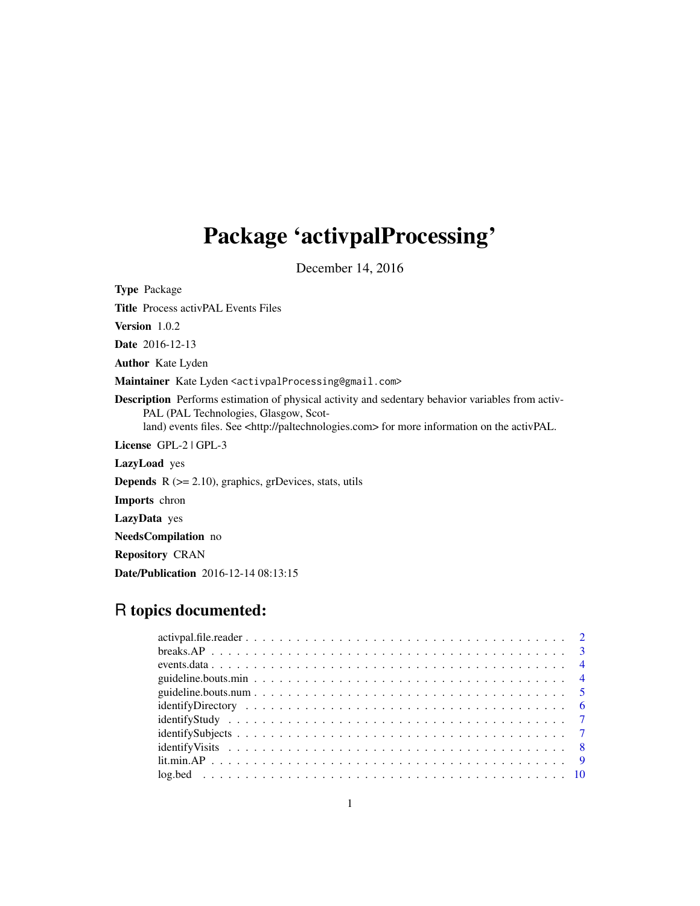# Package 'activpalProcessing'

December 14, 2016

**Type** Package

**Title** Process activPAL Events Files

**Version** 1.0.2

**Date** 2016-12-13

**Author** Kate Lyden

**Maintainer** Kate Lyden <activpalProcessing@gmail.com>

**Description** Performs estimation of physical activity and sedentary behavior variables from activPAL (PAL Technologies, Glasgow, Scotland) events files. See <http://paltechnologies.com> for more information on the activPAL.

**License** GPL-2 | GPL-3

**LazyLoad** yes

**Depends** R (>= 2.10), graphics, grDevices, stats, utils

**Imports** chron

**LazyData** yes

**NeedsCompilation** no

**Repository** CRAN

**Date/Publication** 2016-12-14 08:13:15

## R topics documented:

- activpal.file.reader . . . 2
- breaks.AP . . . 3
- events.data . . . 4
- guideline.bouts.min . . . 4
- guideline.bouts.num . . . 5
- identifyDirectory . . . 6
- identifyStudy . . . 7
- identifySubjects . . . 7
- identifyVisits . . . 8
- lit.min.AP . . . 9
- log.bed . . . 10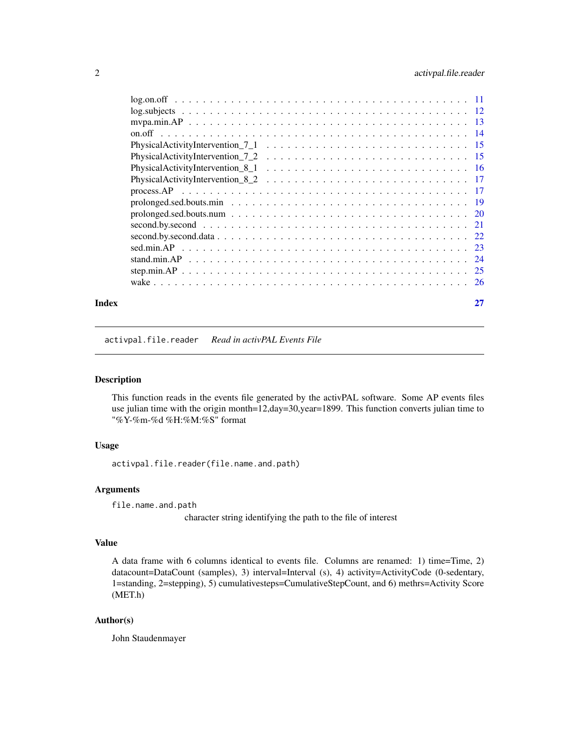| | |
|---|---|
| log.on.off | 11 |
| log.subjects | 12 |
| mvpa.min.AP | 13 |
| on.off | 14 |
| PhysicalActivityIntervention_7_1 | 15 |
| PhysicalActivityIntervention_7_2 | 15 |
| PhysicalActivityIntervention_8_1 | 16 |
| PhysicalActivityIntervention_8_2 | 17 |
| process.AP | 17 |
| prolonged.sed.bouts.min | 19 |
| prolonged.sed.bouts.num | 20 |
| second.by.second | 21 |
| second.by.second.data | 22 |
| sed.min.AP | 23 |
| stand.min.AP | 24 |
| step.min.AP | 25 |
| wake | 26 |

**Index** 27

---

`activpal.file.reader` *Read in activPAL Events File*

---

## Description

This function reads in the events file generated by the activPAL software. Some AP events files use julian time with the origin month=12,day=30,year=1899. This function converts julian time to "%Y-%m-%d %H:%M:%S" format

## Usage

```
activpal.file.reader(file.name.and.path)
```

## Arguments

`file.name.and.path`
character string identifying the path to the file of interest

## Value

A data frame with 6 columns identical to events file. Columns are renamed: 1) time=Time, 2) datacount=DataCount (samples), 3) interval=Interval (s), 4) activity=ActivityCode (0-sedentary, 1=standing, 2=stepping), 5) cumulativesteps=CumulativeStepCount, and 6) methrs=Activity Score (MET.h)

## Author(s)

John Staudenmayer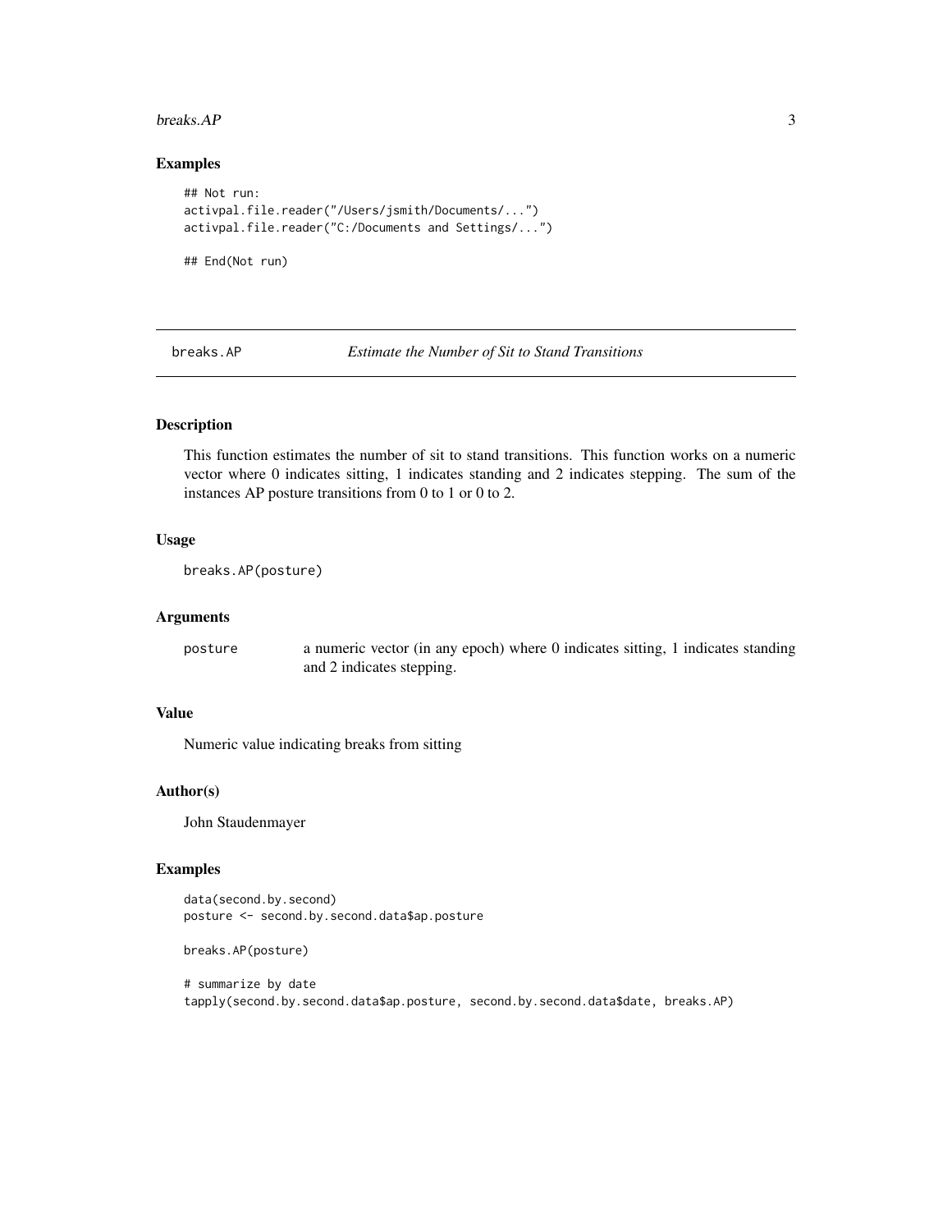## Examples

```
## Not run:
activpal.file.reader("/Users/jsmith/Documents/...")
activpal.file.reader("C:/Documents and Settings/...")

## End(Not run)
```

---

`breaks.AP` *Estimate the Number of Sit to Stand Transitions*

---

### Description

This function estimates the number of sit to stand transitions. This function works on a numeric vector where 0 indicates sitting, 1 indicates standing and 2 indicates stepping. The sum of the instances AP posture transitions from 0 to 1 or 0 to 2.

### Usage

```
breaks.AP(posture)
```

### Arguments

| | |
|---|---|
| `posture` | a numeric vector (in any epoch) where 0 indicates sitting, 1 indicates standing and 2 indicates stepping. |

### Value

Numeric value indicating breaks from sitting

### Author(s)

John Staudenmayer

### Examples

```
data(second.by.second)
posture <- second.by.second.data$ap.posture

breaks.AP(posture)

# summarize by date
tapply(second.by.second.data$ap.posture, second.by.second.data$date, breaks.AP)
```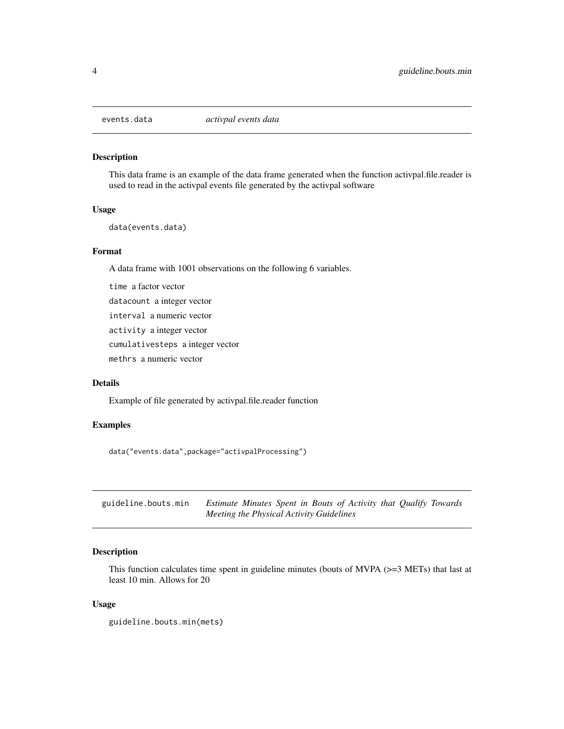## events.data *activpal events data*

### Description

This data frame is an example of the data frame generated when the function activpal.file.reader is used to read in the activpal events file generated by the activpal software

### Usage

```
data(events.data)
```

### Format

A data frame with 1001 observations on the following 6 variables.

- `time` a factor vector
- `datacount` a integer vector
- `interval` a numeric vector
- `activity` a integer vector
- `cumulativesteps` a integer vector
- `methrs` a numeric vector

### Details

Example of file generated by activpal.file.reader function

### Examples

```
data("events.data",package="activpalProcessing")
```

## guideline.bouts.min *Estimate Minutes Spent in Bouts of Activity that Qualify Towards Meeting the Physical Activity Guidelines*

### Description

This function calculates time spent in guideline minutes (bouts of MVPA (>=3 METs) that last at least 10 min. Allows for 20

### Usage

```
guideline.bouts.min(mets)
```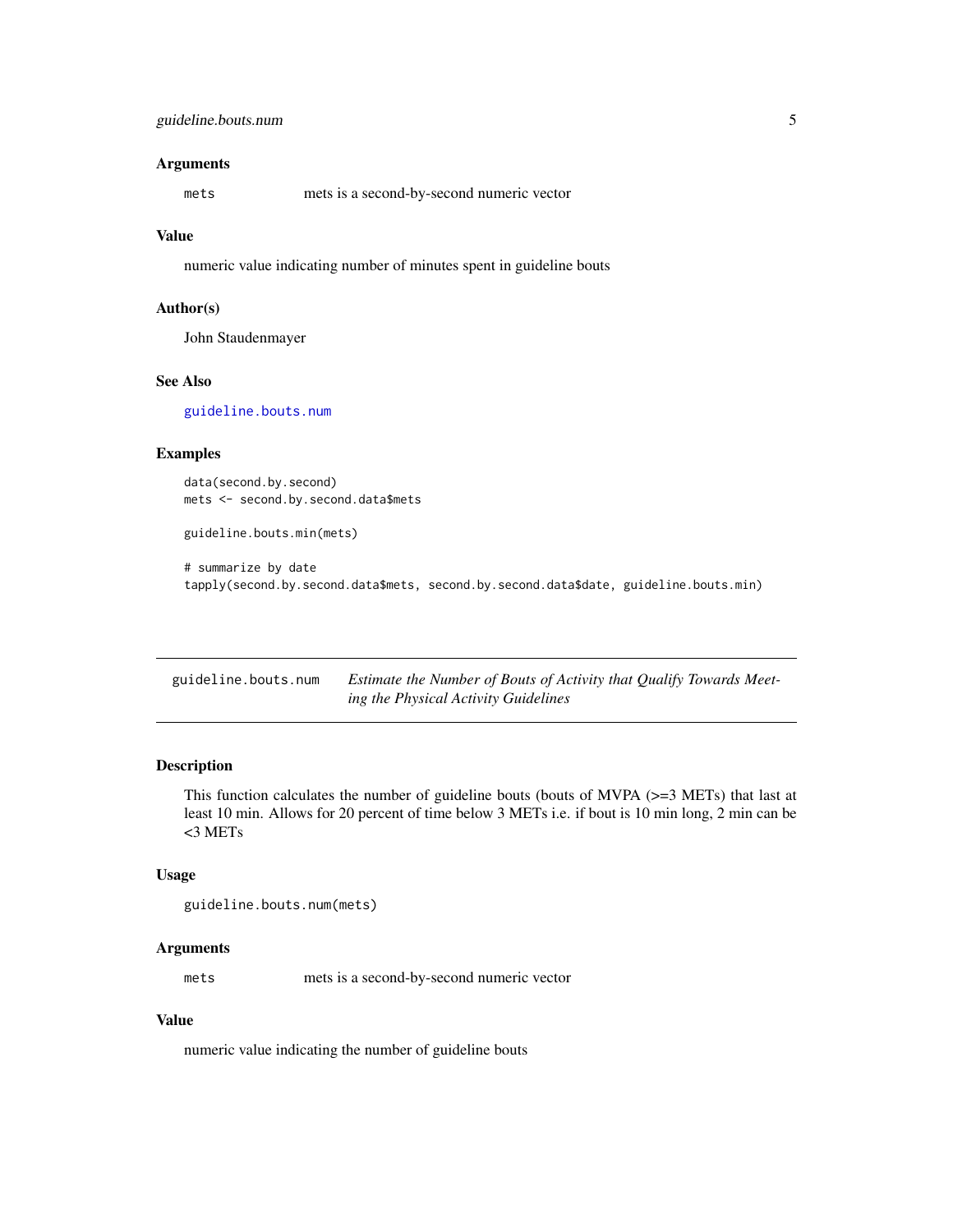### Arguments

`mets` mets is a second-by-second numeric vector

### Value

numeric value indicating number of minutes spent in guideline bouts

### Author(s)

John Staudenmayer

### See Also

guideline.bouts.num

### Examples

```
data(second.by.second)
mets <- second.by.second.data$mets

guideline.bouts.min(mets)

# summarize by date
tapply(second.by.second.data$mets, second.by.second.data$date, guideline.bouts.min)
```

---

## guideline.bouts.num — *Estimate the Number of Bouts of Activity that Qualify Towards Meeting the Physical Activity Guidelines*

---

### Description

This function calculates the number of guideline bouts (bouts of MVPA (>=3 METs) that last at least 10 min. Allows for 20 percent of time below 3 METs i.e. if bout is 10 min long, 2 min can be <3 METs

### Usage

```
guideline.bouts.num(mets)
```

### Arguments

`mets` mets is a second-by-second numeric vector

### Value

numeric value indicating the number of guideline bouts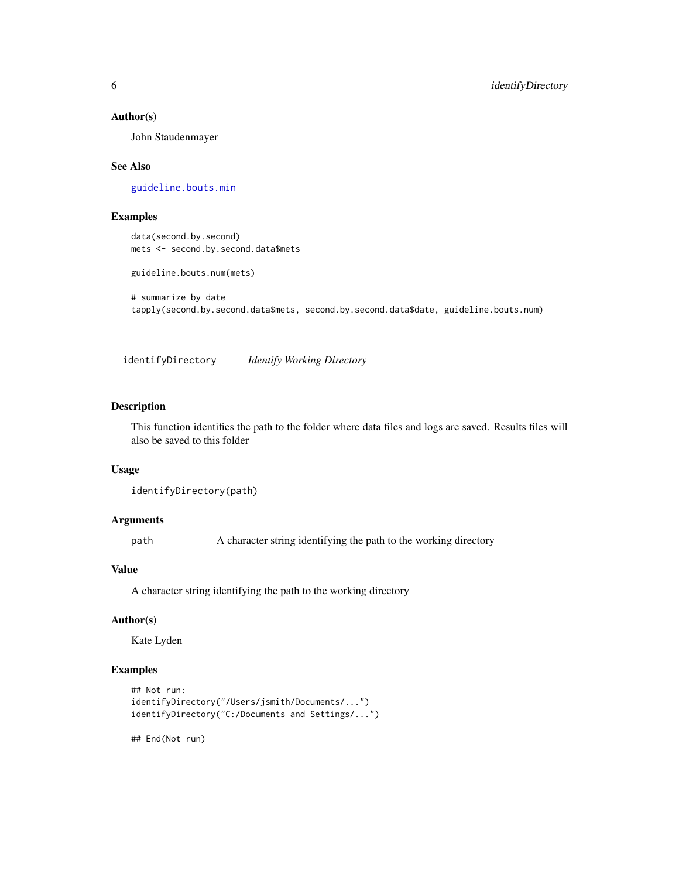### Author(s)

John Staudenmayer

### See Also

guideline.bouts.min

### Examples

```
data(second.by.second)
mets <- second.by.second.data$mets

guideline.bouts.num(mets)

# summarize by date
tapply(second.by.second.data$mets, second.by.second.data$date, guideline.bouts.num)
```

---

## identifyDirectory *Identify Working Directory*

---

### Description

This function identifies the path to the folder where data files and logs are saved. Results files will also be saved to this folder

### Usage

```
identifyDirectory(path)
```

### Arguments

| | |
|---|---|
| path | A character string identifying the path to the working directory |

### Value

A character string identifying the path to the working directory

### Author(s)

Kate Lyden

### Examples

```
## Not run:
identifyDirectory("/Users/jsmith/Documents/...")
identifyDirectory("C:/Documents and Settings/...")

## End(Not run)
```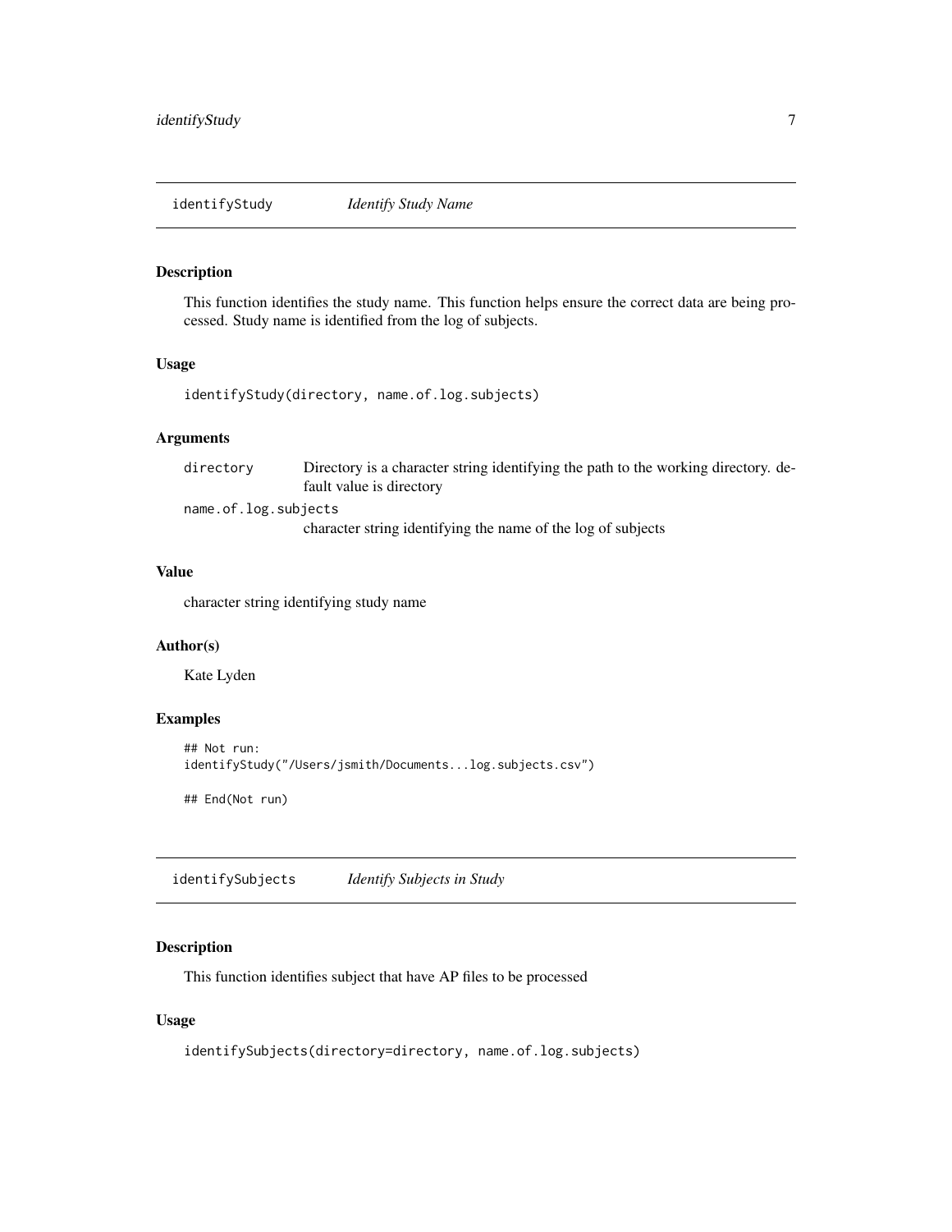## identifyStudy *Identify Study Name*

### Description

This function identifies the study name. This function helps ensure the correct data are being processed. Study name is identified from the log of subjects.

### Usage

```
identifyStudy(directory, name.of.log.subjects)
```

### Arguments

| | |
|---|---|
| `directory` | Directory is a character string identifying the path to the working directory. default value is directory |
| `name.of.log.subjects` | character string identifying the name of the log of subjects |

### Value

character string identifying study name

### Author(s)

Kate Lyden

### Examples

```
## Not run:
identifyStudy("/Users/jsmith/Documents...log.subjects.csv")

## End(Not run)
```

## identifySubjects *Identify Subjects in Study*

### Description

This function identifies subject that have AP files to be processed

### Usage

```
identifySubjects(directory=directory, name.of.log.subjects)
```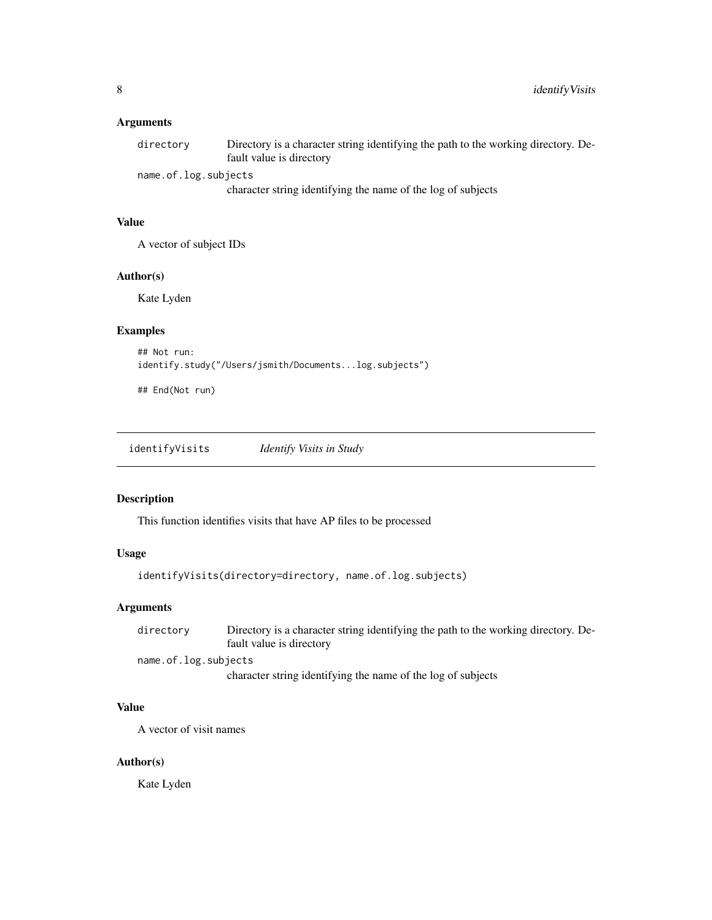### Arguments

directory
: Directory is a character string identifying the path to the working directory. Default value is directory

name.of.log.subjects
: character string identifying the name of the log of subjects

### Value

A vector of subject IDs

### Author(s)

Kate Lyden

### Examples

```
## Not run:
identify.study("/Users/jsmith/Documents...log.subjects")

## End(Not run)
```

---

## identifyVisits — *Identify Visits in Study*

---

### Description

This function identifies visits that have AP files to be processed

### Usage

```
identifyVisits(directory=directory, name.of.log.subjects)
```

### Arguments

directory
: Directory is a character string identifying the path to the working directory. Default value is directory

name.of.log.subjects
: character string identifying the name of the log of subjects

### Value

A vector of visit names

### Author(s)

Kate Lyden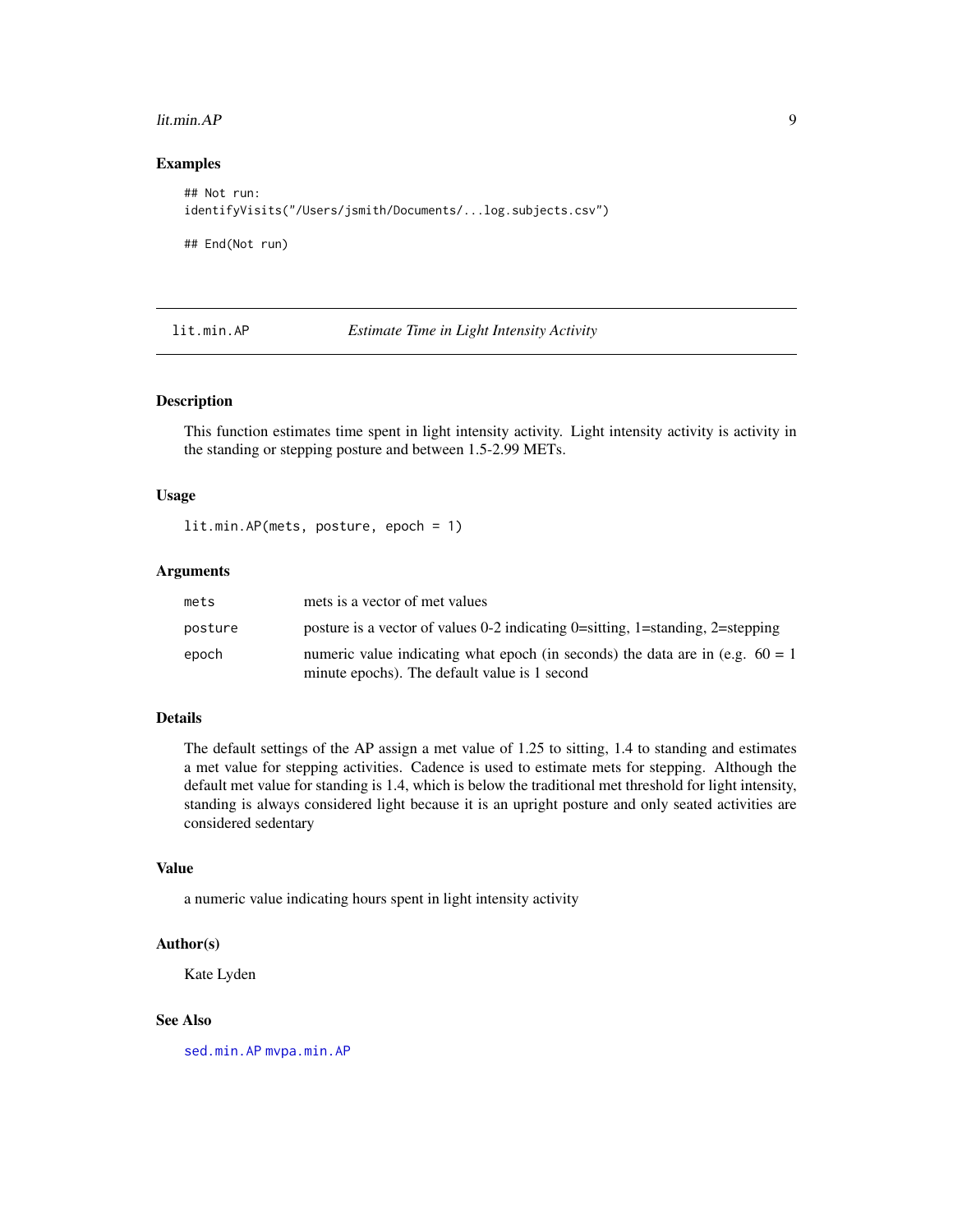## Examples

```
## Not run:
identifyVisits("/Users/jsmith/Documents/...log.subjects.csv")

## End(Not run)
```

---

## lit.min.AP — *Estimate Time in Light Intensity Activity*

---

### Description

This function estimates time spent in light intensity activity. Light intensity activity is activity in the standing or stepping posture and between 1.5-2.99 METs.

### Usage

```
lit.min.AP(mets, posture, epoch = 1)
```

### Arguments

| | |
|---|---|
| `mets` | mets is a vector of met values |
| `posture` | posture is a vector of values 0-2 indicating 0=sitting, 1=standing, 2=stepping |
| `epoch` | numeric value indicating what epoch (in seconds) the data are in (e.g. 60 = 1 minute epochs). The default value is 1 second |

### Details

The default settings of the AP assign a met value of 1.25 to sitting, 1.4 to standing and estimates a met value for stepping activities. Cadence is used to estimate mets for stepping. Although the default met value for standing is 1.4, which is below the traditional met threshold for light intensity, standing is always considered light because it is an upright posture and only seated activities are considered sedentary

### Value

a numeric value indicating hours spent in light intensity activity

### Author(s)

Kate Lyden

### See Also

`sed.min.AP` `mvpa.min.AP`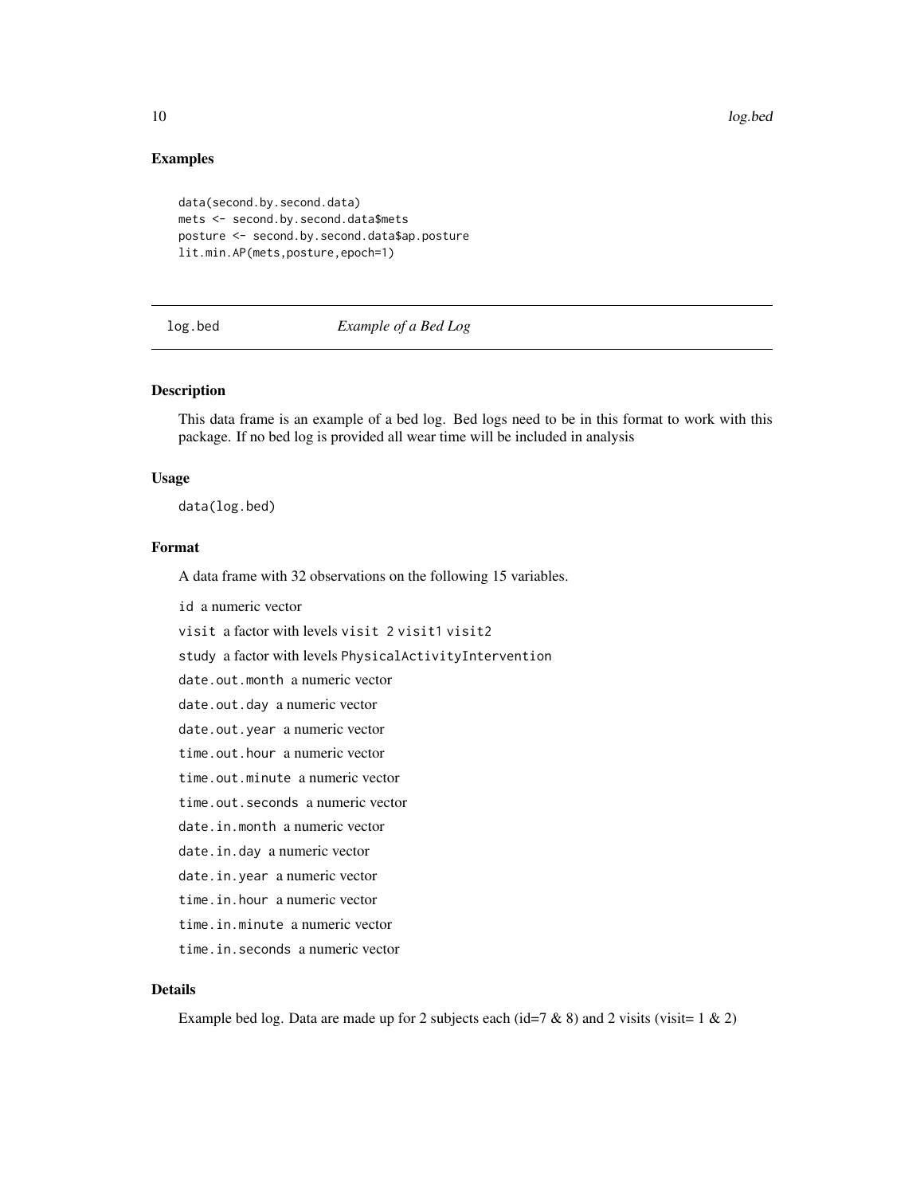### Examples

```
data(second.by.second.data)
mets <- second.by.second.data$mets
posture <- second.by.second.data$ap.posture
lit.min.AP(mets,posture,epoch=1)
```

---

## log.bed *Example of a Bed Log*

### Description

This data frame is an example of a bed log. Bed logs need to be in this format to work with this package. If no bed log is provided all wear time will be included in analysis

### Usage

```
data(log.bed)
```

### Format

A data frame with 32 observations on the following 15 variables.

`id` a numeric vector

`visit` a factor with levels `visit 2` `visit1` `visit2`

`study` a factor with levels `PhysicalActivityIntervention`

`date.out.month` a numeric vector

`date.out.day` a numeric vector

`date.out.year` a numeric vector

`time.out.hour` a numeric vector

`time.out.minute` a numeric vector

`time.out.seconds` a numeric vector

`date.in.month` a numeric vector

`date.in.day` a numeric vector

`date.in.year` a numeric vector

`time.in.hour` a numeric vector

`time.in.minute` a numeric vector

`time.in.seconds` a numeric vector

### Details

Example bed log. Data are made up for 2 subjects each (id=7 & 8) and 2 visits (visit= 1 & 2)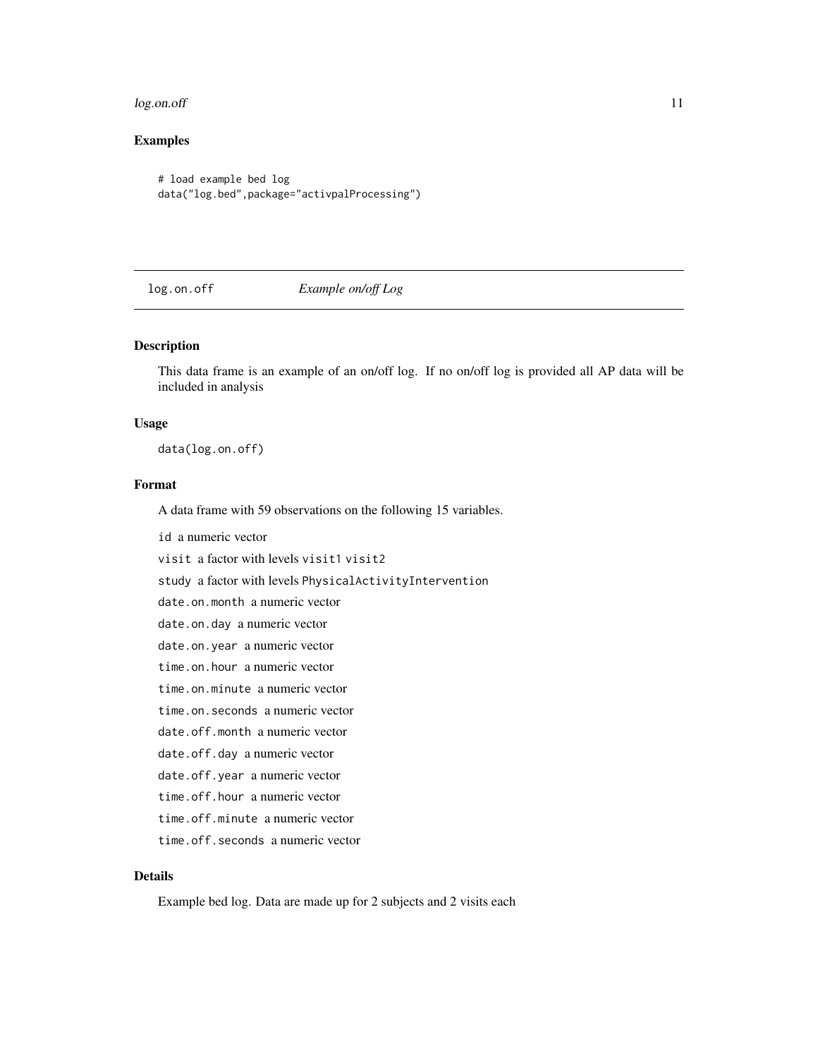## Examples

```
# load example bed log
data("log.bed",package="activpalProcessing")
```

---

`log.on.off` *Example on/off Log*

---

### Description

This data frame is an example of an on/off log. If no on/off log is provided all AP data will be included in analysis

### Usage

```
data(log.on.off)
```

### Format

A data frame with 59 observations on the following 15 variables.

- `id` a numeric vector
- `visit` a factor with levels `visit1` `visit2`
- `study` a factor with levels `PhysicalActivityIntervention`
- `date.on.month` a numeric vector
- `date.on.day` a numeric vector
- `date.on.year` a numeric vector
- `time.on.hour` a numeric vector
- `time.on.minute` a numeric vector
- `time.on.seconds` a numeric vector
- `date.off.month` a numeric vector
- `date.off.day` a numeric vector
- `date.off.year` a numeric vector
- `time.off.hour` a numeric vector
- `time.off.minute` a numeric vector
- `time.off.seconds` a numeric vector

### Details

Example bed log. Data are made up for 2 subjects and 2 visits each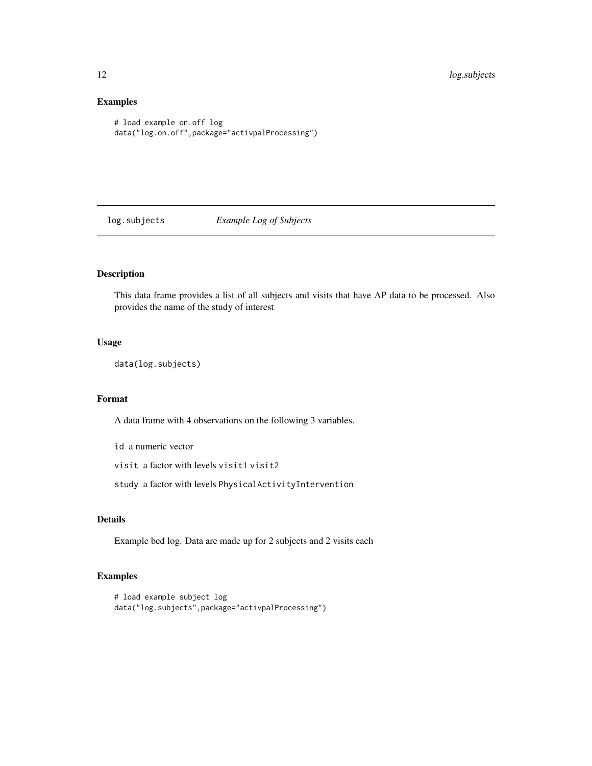## Examples

```
# load example on.off log
data("log.on.off",package="activpalProcessing")
```

---

# log.subjects — *Example Log of Subjects*

---

## Description

This data frame provides a list of all subjects and visits that have AP data to be processed. Also provides the name of the study of interest

## Usage

```
data(log.subjects)
```

## Format

A data frame with 4 observations on the following 3 variables.

`id` a numeric vector

`visit` a factor with levels `visit1` `visit2`

`study` a factor with levels `PhysicalActivityIntervention`

## Details

Example bed log. Data are made up for 2 subjects and 2 visits each

## Examples

```
# load example subject log
data("log.subjects",package="activpalProcessing")
```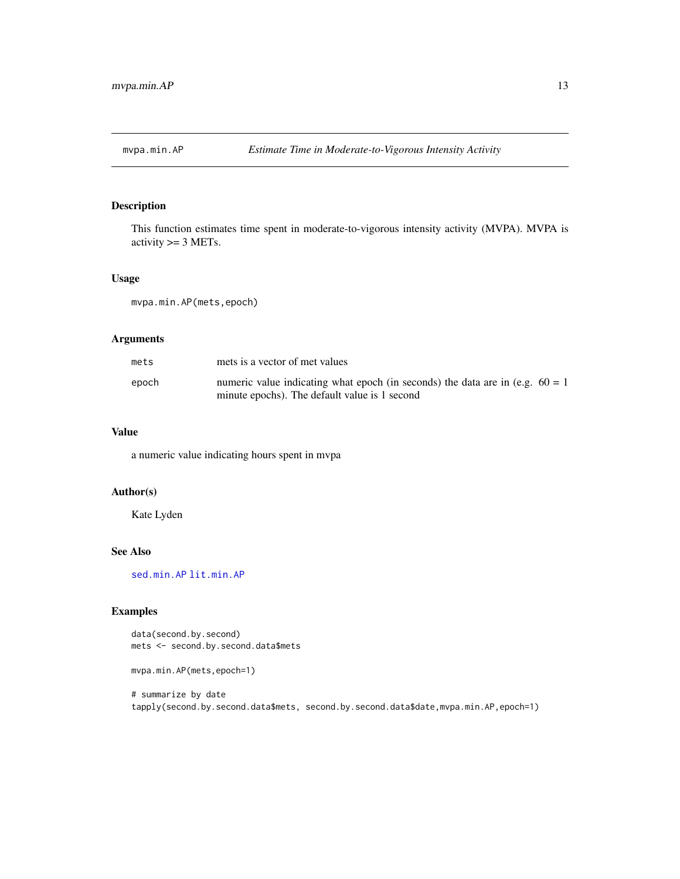# mvpa.min.AP — *Estimate Time in Moderate-to-Vigorous Intensity Activity*

## Description

This function estimates time spent in moderate-to-vigorous intensity activity (MVPA). MVPA is activity >= 3 METs.

## Usage

```
mvpa.min.AP(mets,epoch)
```

## Arguments

| | |
|---|---|
| mets | mets is a vector of met values |
| epoch | numeric value indicating what epoch (in seconds) the data are in (e.g. 60 = 1 minute epochs). The default value is 1 second |

## Value

a numeric value indicating hours spent in mvpa

## Author(s)

Kate Lyden

## See Also

sed.min.AP lit.min.AP

## Examples

```
data(second.by.second)
mets <- second.by.second.data$mets

mvpa.min.AP(mets,epoch=1)

# summarize by date
tapply(second.by.second.data$mets, second.by.second.data$date,mvpa.min.AP,epoch=1)
```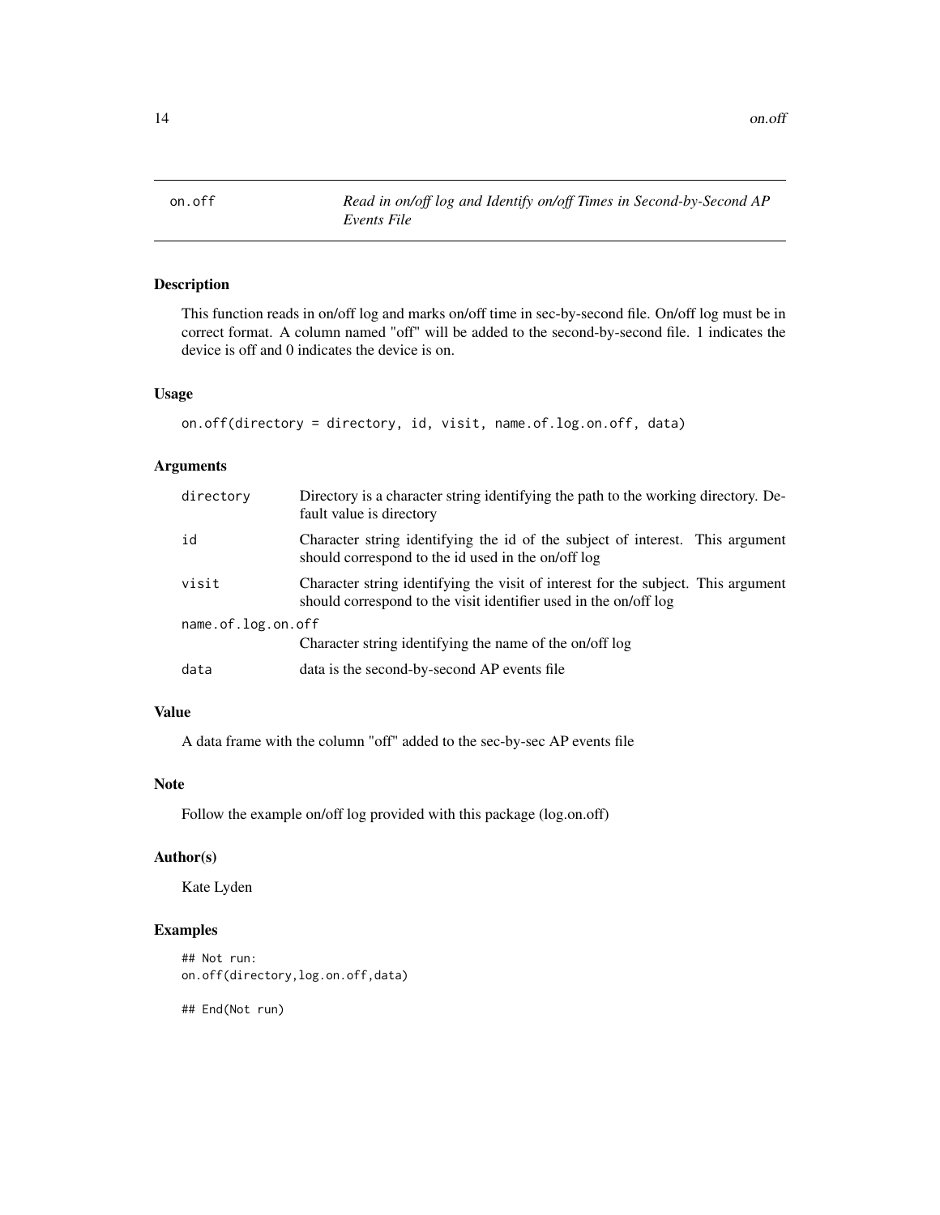# on.off *Read in on/off log and Identify on/off Times in Second-by-Second AP Events File*

## Description

This function reads in on/off log and marks on/off time in sec-by-second file. On/off log must be in correct format. A column named "off" will be added to the second-by-second file. 1 indicates the device is off and 0 indicates the device is on.

## Usage

```
on.off(directory = directory, id, visit, name.of.log.on.off, data)
```

## Arguments

| | |
|---|---|
| directory | Directory is a character string identifying the path to the working directory. Default value is directory |
| id | Character string identifying the id of the subject of interest. This argument should correspond to the id used in the on/off log |
| visit | Character string identifying the visit of interest for the subject. This argument should correspond to the visit identifier used in the on/off log |
| name.of.log.on.off | Character string identifying the name of the on/off log |
| data | data is the second-by-second AP events file |

## Value

A data frame with the column "off" added to the sec-by-sec AP events file

## Note

Follow the example on/off log provided with this package (log.on.off)

## Author(s)

Kate Lyden

## Examples

```
## Not run:
on.off(directory,log.on.off,data)

## End(Not run)
```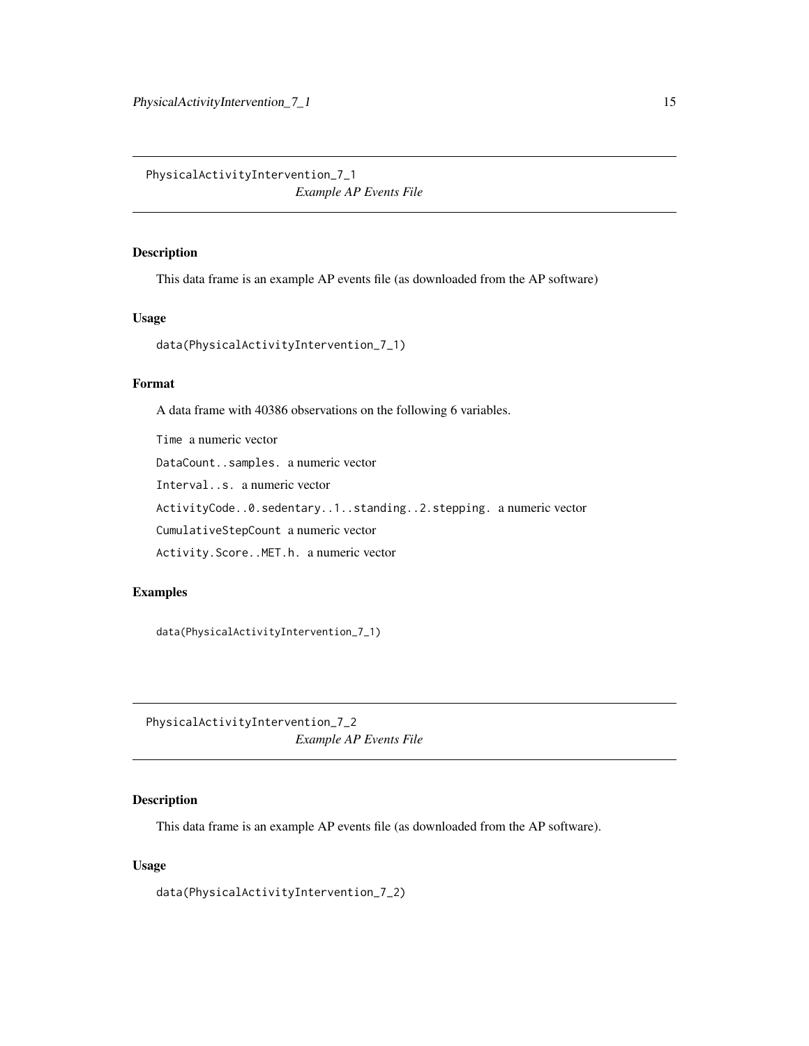## PhysicalActivityIntervention_7_1 *Example AP Events File*

### Description

This data frame is an example AP events file (as downloaded from the AP software)

### Usage

```
data(PhysicalActivityIntervention_7_1)
```

### Format

A data frame with 40386 observations on the following 6 variables.

`Time` a numeric vector

`DataCount..samples.` a numeric vector

`Interval..s.` a numeric vector

`ActivityCode..0.sedentary..1..standing..2.stepping.` a numeric vector

`CumulativeStepCount` a numeric vector

`Activity.Score..MET.h.` a numeric vector

### Examples

```
data(PhysicalActivityIntervention_7_1)
```

## PhysicalActivityIntervention_7_2 *Example AP Events File*

### Description

This data frame is an example AP events file (as downloaded from the AP software).

### Usage

```
data(PhysicalActivityIntervention_7_2)
```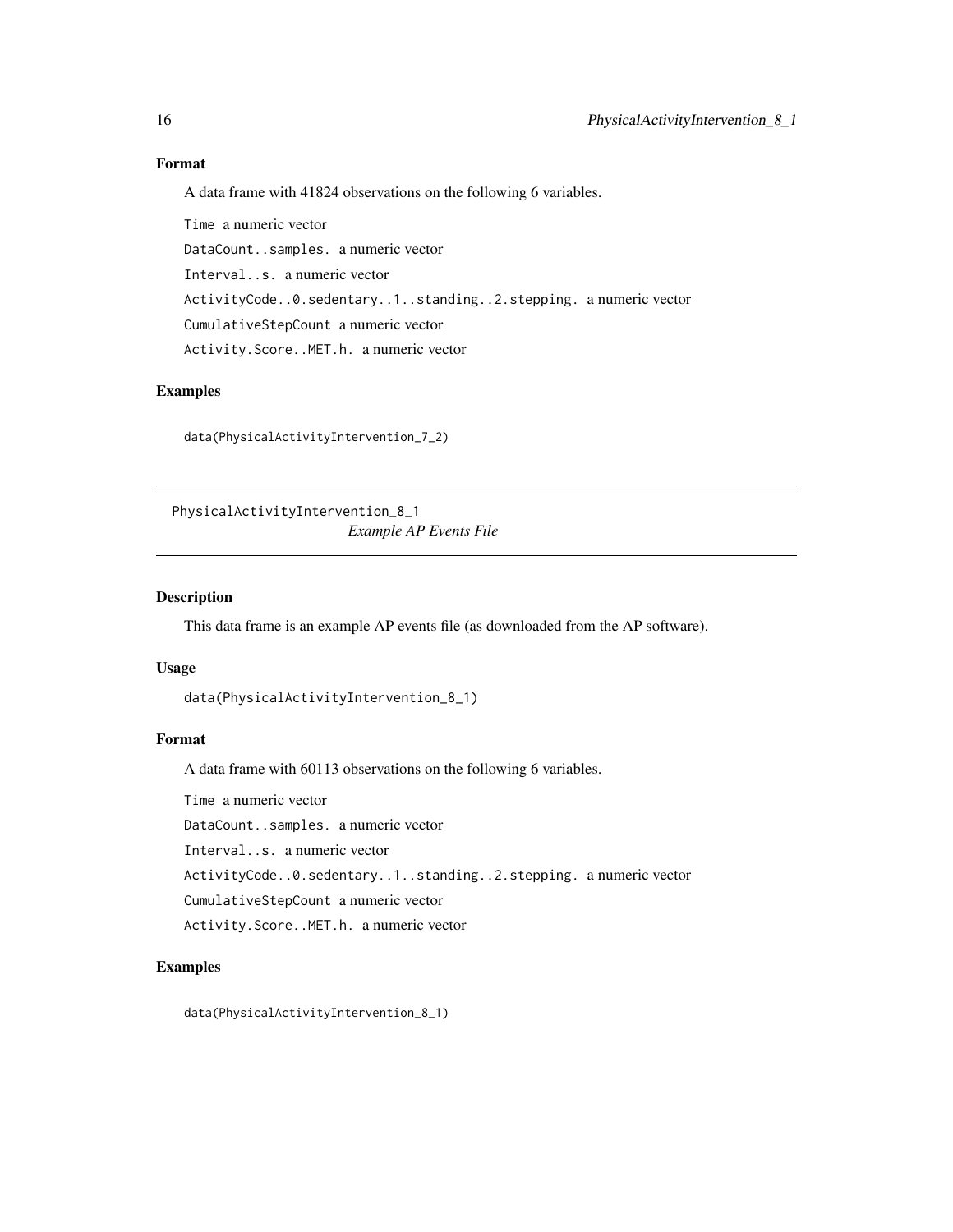## Format

A data frame with 41824 observations on the following 6 variables.

`Time` a numeric vector

`DataCount..samples.` a numeric vector

`Interval..s.` a numeric vector

`ActivityCode..0.sedentary..1..standing..2.stepping.` a numeric vector

`CumulativeStepCount` a numeric vector

`Activity.Score..MET.h.` a numeric vector

## Examples

```
data(PhysicalActivityIntervention_7_2)
```

---

# PhysicalActivityIntervention_8_1 *Example AP Events File*

---

## Description

This data frame is an example AP events file (as downloaded from the AP software).

## Usage

```
data(PhysicalActivityIntervention_8_1)
```

## Format

A data frame with 60113 observations on the following 6 variables.

`Time` a numeric vector

`DataCount..samples.` a numeric vector

`Interval..s.` a numeric vector

`ActivityCode..0.sedentary..1..standing..2.stepping.` a numeric vector

`CumulativeStepCount` a numeric vector

`Activity.Score..MET.h.` a numeric vector

## Examples

```
data(PhysicalActivityIntervention_8_1)
```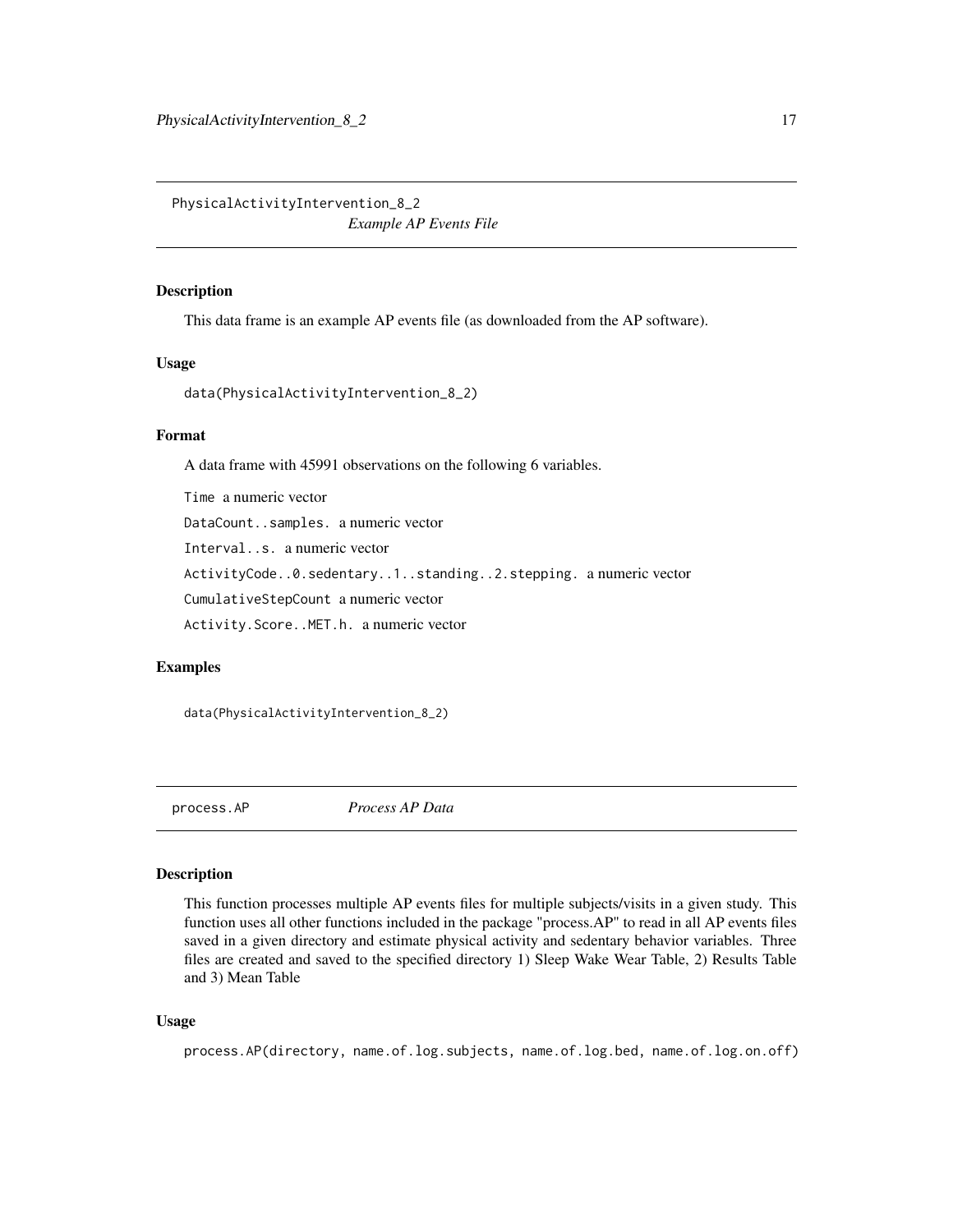## PhysicalActivityIntervention_8_2 *Example AP Events File*

### Description

This data frame is an example AP events file (as downloaded from the AP software).

### Usage

```
data(PhysicalActivityIntervention_8_2)
```

### Format

A data frame with 45991 observations on the following 6 variables.

`Time` a numeric vector

`DataCount..samples.` a numeric vector

`Interval..s.` a numeric vector

`ActivityCode..0.sedentary..1..standing..2.stepping.` a numeric vector

`CumulativeStepCount` a numeric vector

`Activity.Score..MET.h.` a numeric vector

### Examples

```
data(PhysicalActivityIntervention_8_2)
```

## process.AP *Process AP Data*

### Description

This function processes multiple AP events files for multiple subjects/visits in a given study. This function uses all other functions included in the package "process.AP" to read in all AP events files saved in a given directory and estimate physical activity and sedentary behavior variables. Three files are created and saved to the specified directory 1) Sleep Wake Wear Table, 2) Results Table and 3) Mean Table

### Usage

```
process.AP(directory, name.of.log.subjects, name.of.log.bed, name.of.log.on.off)
```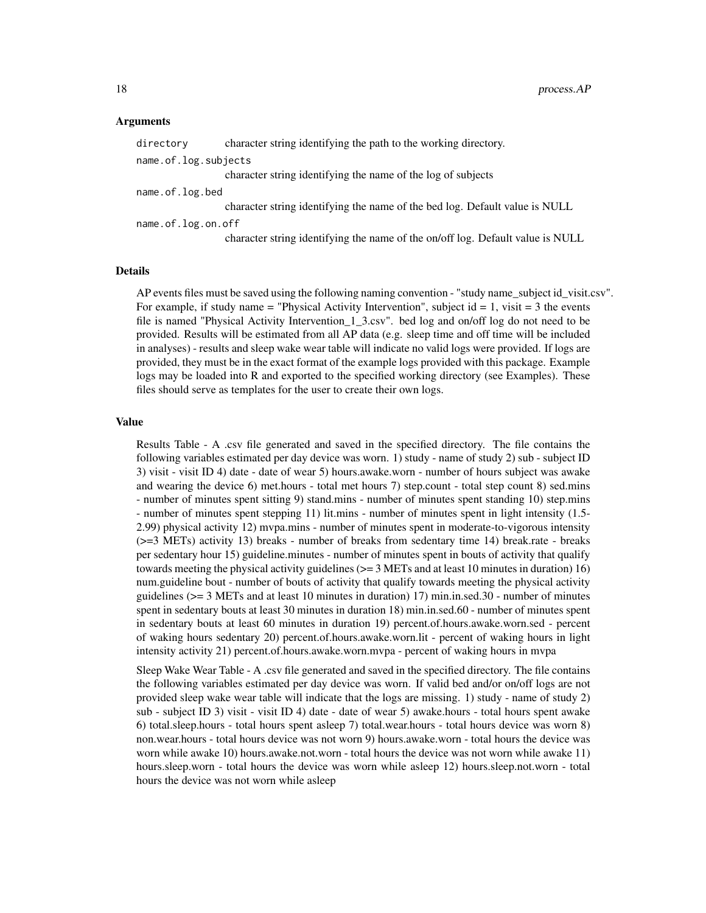### Arguments

| | |
|---|---|
| `directory` | character string identifying the path to the working directory. |
| `name.of.log.subjects` | character string identifying the name of the log of subjects |
| `name.of.log.bed` | character string identifying the name of the bed log. Default value is NULL |
| `name.of.log.on.off` | character string identifying the name of the on/off log. Default value is NULL |

### Details

AP events files must be saved using the following naming convention - "study name_subject id_visit.csv". For example, if study name = "Physical Activity Intervention", subject id = 1, visit = 3 the events file is named "Physical Activity Intervention_1_3.csv". bed log and on/off log do not need to be provided. Results will be estimated from all AP data (e.g. sleep time and off time will be included in analyses) - results and sleep wake wear table will indicate no valid logs were provided. If logs are provided, they must be in the exact format of the example logs provided with this package. Example logs may be loaded into R and exported to the specified working directory (see Examples). These files should serve as templates for the user to create their own logs.

### Value

Results Table - A .csv file generated and saved in the specified directory. The file contains the following variables estimated per day device was worn. 1) study - name of study 2) sub - subject ID 3) visit - visit ID 4) date - date of wear 5) hours.awake.worn - number of hours subject was awake and wearing the device 6) met.hours - total met hours 7) step.count - total step count 8) sed.mins - number of minutes spent sitting 9) stand.mins - number of minutes spent standing 10) step.mins - number of minutes spent stepping 11) lit.mins - number of minutes spent in light intensity (1.5-2.99) physical activity 12) mvpa.mins - number of minutes spent in moderate-to-vigorous intensity (>=3 METs) activity 13) breaks - number of breaks from sedentary time 14) break.rate - breaks per sedentary hour 15) guideline.minutes - number of minutes spent in bouts of activity that qualify towards meeting the physical activity guidelines (>= 3 METs and at least 10 minutes in duration) 16) num.guideline bout - number of bouts of activity that qualify towards meeting the physical activity guidelines (>= 3 METs and at least 10 minutes in duration) 17) min.in.sed.30 - number of minutes spent in sedentary bouts at least 30 minutes in duration 18) min.in.sed.60 - number of minutes spent in sedentary bouts at least 60 minutes in duration 19) percent.of.hours.awake.worn.sed - percent of waking hours sedentary 20) percent.of.hours.awake.worn.lit - percent of waking hours in light intensity activity 21) percent.of.hours.awake.worn.mvpa - percent of waking hours in mvpa

Sleep Wake Wear Table - A .csv file generated and saved in the specified directory. The file contains the following variables estimated per day device was worn. If valid bed and/or on/off logs are not provided sleep wake wear table will indicate that the logs are missing. 1) study - name of study 2) sub - subject ID 3) visit - visit ID 4) date - date of wear 5) awake.hours - total hours spent awake 6) total.sleep.hours - total hours spent asleep 7) total.wear.hours - total hours device was worn 8) non.wear.hours - total hours device was not worn 9) hours.awake.worn - total hours the device was worn while awake 10) hours.awake.not.worn - total hours the device was not worn while awake 11) hours.sleep.worn - total hours the device was worn while asleep 12) hours.sleep.not.worn - total hours the device was not worn while asleep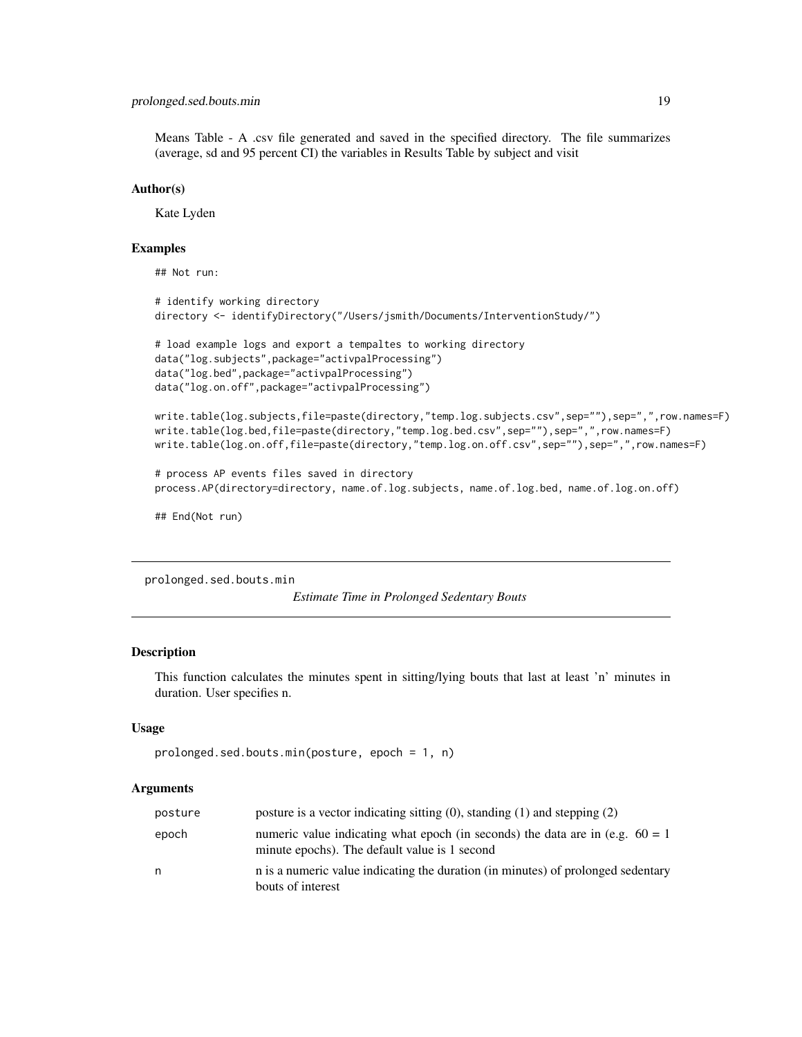Means Table - A .csv file generated and saved in the specified directory. The file summarizes (average, sd and 95 percent CI) the variables in Results Table by subject and visit

### Author(s)

Kate Lyden

### Examples

```
## Not run:

# identify working directory
directory <- identifyDirectory("/Users/jsmith/Documents/InterventionStudy/")

# load example logs and export a tempaltes to working directory
data("log.subjects",package="activpalProcessing")
data("log.bed",package="activpalProcessing")
data("log.on.off",package="activpalProcessing")

write.table(log.subjects,file=paste(directory,"temp.log.subjects.csv",sep=""),sep=",",row.names=F)
write.table(log.bed,file=paste(directory,"temp.log.bed.csv",sep=""),sep=",",row.names=F)
write.table(log.on.off,file=paste(directory,"temp.log.on.off.csv",sep=""),sep=",",row.names=F)

# process AP events files saved in directory
process.AP(directory=directory, name.of.log.subjects, name.of.log.bed, name.of.log.on.off)

## End(Not run)
```

---

## prolonged.sed.bouts.min

*Estimate Time in Prolonged Sedentary Bouts*

---

### Description

This function calculates the minutes spent in sitting/lying bouts that last at least 'n' minutes in duration. User specifies n.

### Usage

```
prolonged.sed.bouts.min(posture, epoch = 1, n)
```

### Arguments

| | |
|---|---|
| posture | posture is a vector indicating sitting (0), standing (1) and stepping (2) |
| epoch | numeric value indicating what epoch (in seconds) the data are in (e.g. 60 = 1 minute epochs). The default value is 1 second |
| n | n is a numeric value indicating the duration (in minutes) of prolonged sedentary bouts of interest |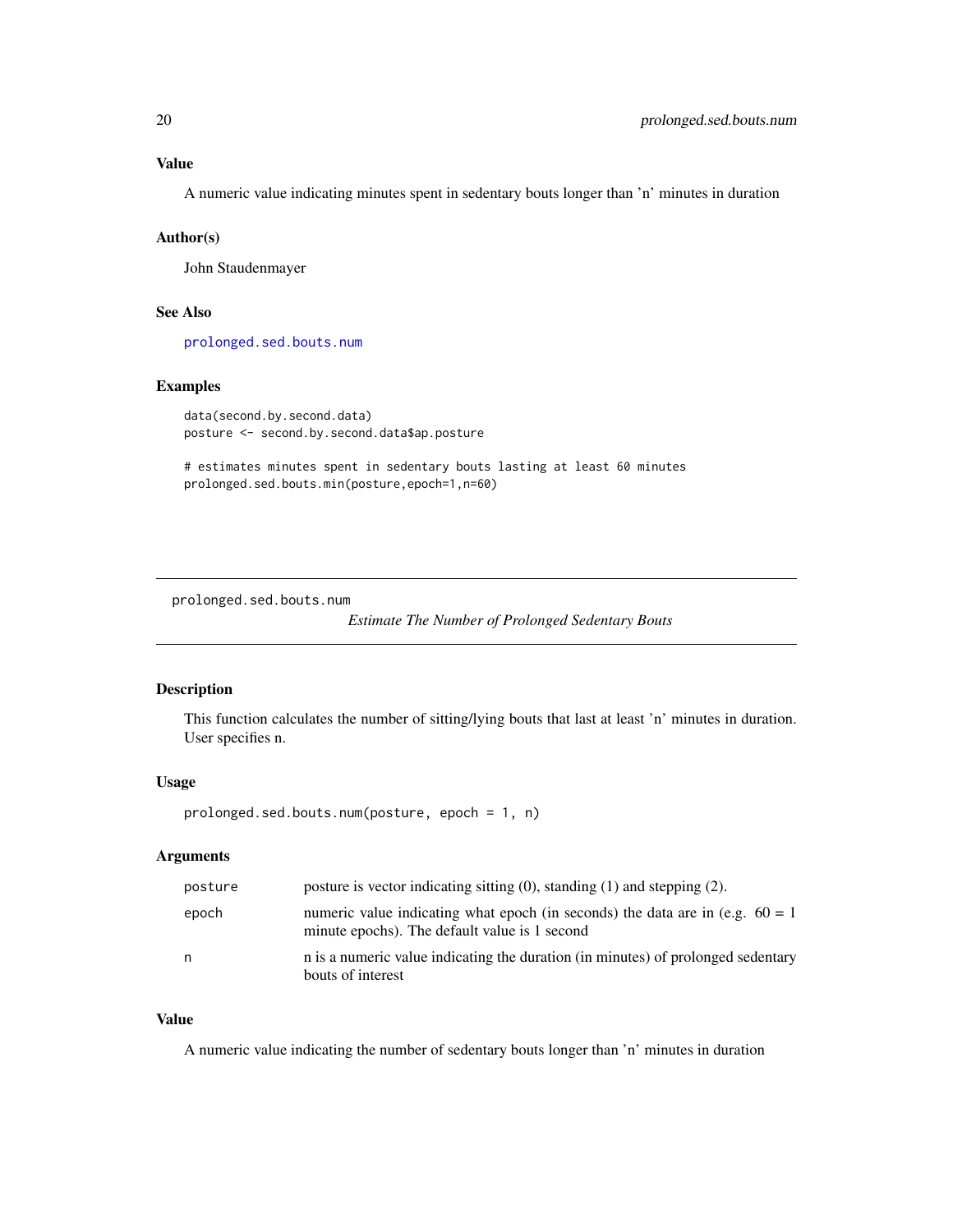### Value

A numeric value indicating minutes spent in sedentary bouts longer than 'n' minutes in duration

### Author(s)

John Staudenmayer

### See Also

prolonged.sed.bouts.num

### Examples

```
data(second.by.second.data)
posture <- second.by.second.data$ap.posture

# estimates minutes spent in sedentary bouts lasting at least 60 minutes
prolonged.sed.bouts.min(posture,epoch=1,n=60)
```

---

## prolonged.sed.bouts.num — *Estimate The Number of Prolonged Sedentary Bouts*

---

### Description

This function calculates the number of sitting/lying bouts that last at least 'n' minutes in duration. User specifies n.

### Usage

```
prolonged.sed.bouts.num(posture, epoch = 1, n)
```

### Arguments

| | |
|---|---|
| posture | posture is vector indicating sitting (0), standing (1) and stepping (2). |
| epoch | numeric value indicating what epoch (in seconds) the data are in (e.g. 60 = 1 minute epochs). The default value is 1 second |
| n | n is a numeric value indicating the duration (in minutes) of prolonged sedentary bouts of interest |

### Value

A numeric value indicating the number of sedentary bouts longer than 'n' minutes in duration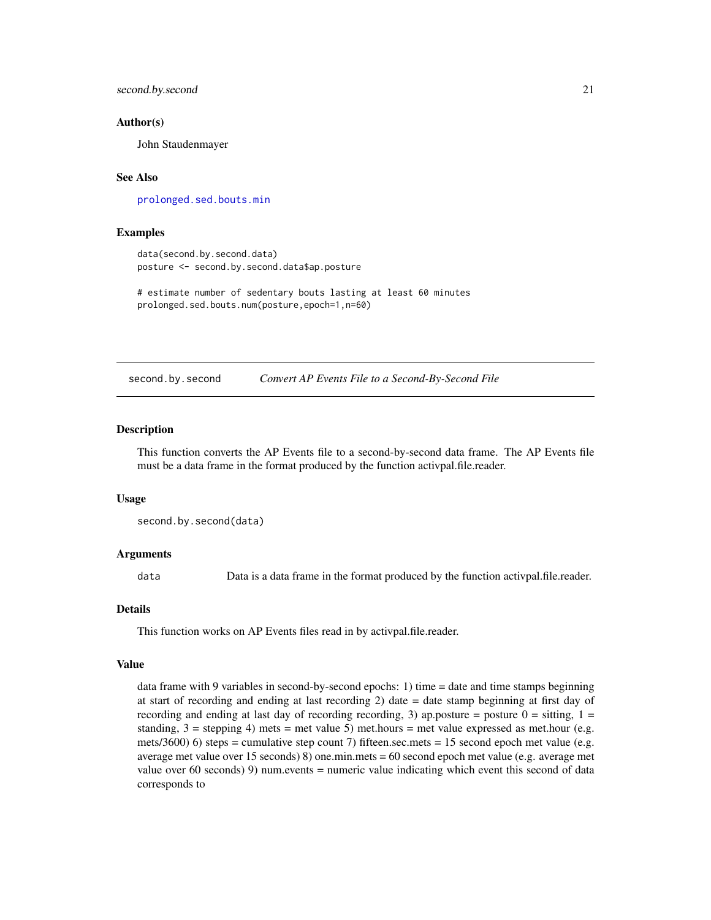### Author(s)

John Staudenmayer

### See Also

prolonged.sed.bouts.min

### Examples

```
data(second.by.second.data)
posture <- second.by.second.data$ap.posture

# estimate number of sedentary bouts lasting at least 60 minutes
prolonged.sed.bouts.num(posture,epoch=1,n=60)
```

---

## second.by.second    *Convert AP Events File to a Second-By-Second File*

---

### Description

This function converts the AP Events file to a second-by-second data frame. The AP Events file must be a data frame in the format produced by the function activpal.file.reader.

### Usage

```
second.by.second(data)
```

### Arguments

| | |
|---|---|
| data | Data is a data frame in the format produced by the function activpal.file.reader. |

### Details

This function works on AP Events files read in by activpal.file.reader.

### Value

data frame with 9 variables in second-by-second epochs: 1) time = date and time stamps beginning at start of recording and ending at last recording 2) date = date stamp beginning at first day of recording and ending at last day of recording recording, 3) ap.posture = posture 0 = sitting, 1 = standing, 3 = stepping 4) mets = met value 5) met.hours = met value expressed as met.hour (e.g. mets/3600) 6) steps = cumulative step count 7) fifteen.sec.mets = 15 second epoch met value (e.g. average met value over 15 seconds) 8) one.min.mets = 60 second epoch met value (e.g. average met value over 60 seconds) 9) num.events = numeric value indicating which event this second of data corresponds to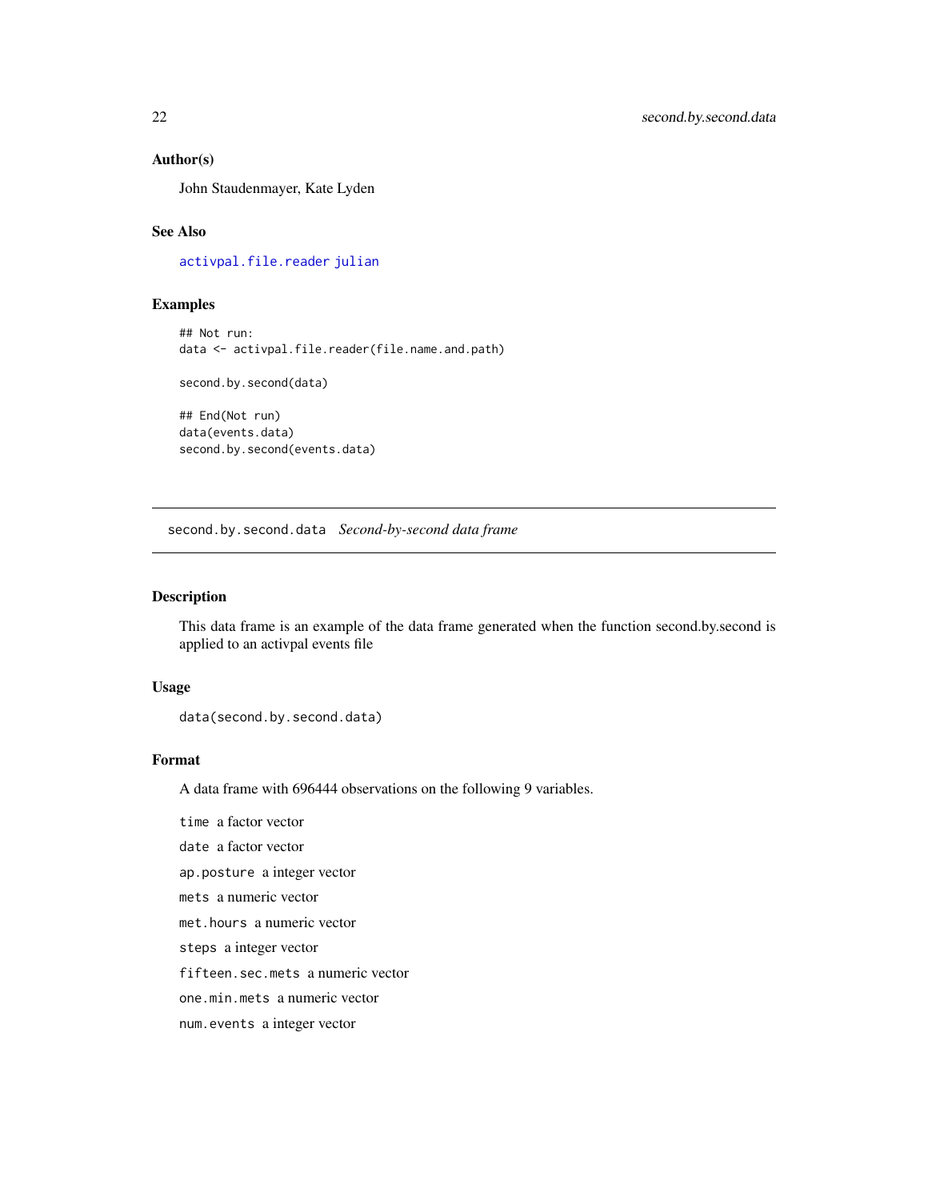### Author(s)

John Staudenmayer, Kate Lyden

### See Also

activpal.file.reader julian

### Examples

```
## Not run:
data <- activpal.file.reader(file.name.and.path)

second.by.second(data)

## End(Not run)
data(events.data)
second.by.second(events.data)
```

---

## second.by.second.data *Second-by-second data frame*

---

### Description

This data frame is an example of the data frame generated when the function second.by.second is applied to an activpal events file

### Usage

```
data(second.by.second.data)
```

### Format

A data frame with 696444 observations on the following 9 variables.

`time` a factor vector

`date` a factor vector

`ap.posture` a integer vector

`mets` a numeric vector

`met.hours` a numeric vector

`steps` a integer vector

`fifteen.sec.mets` a numeric vector

`one.min.mets` a numeric vector

`num.events` a integer vector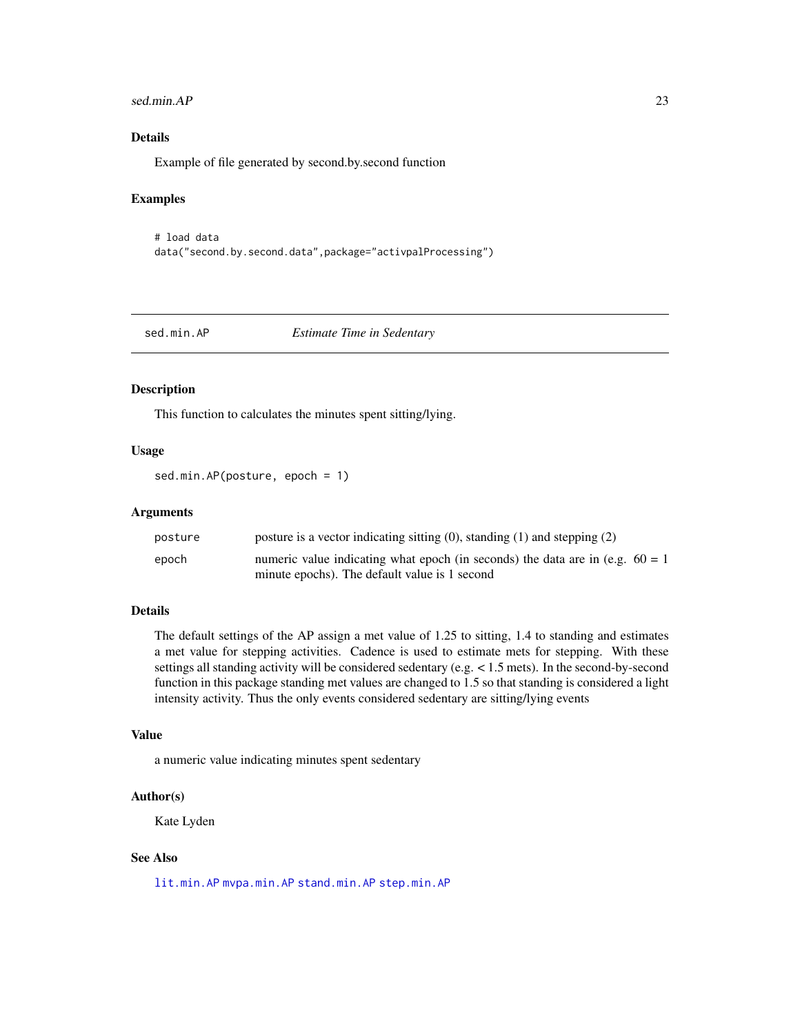## Details

Example of file generated by second.by.second function

## Examples

```
# load data
data("second.by.second.data",package="activpalProcessing")
```

---

# sed.min.AP *Estimate Time in Sedentary*

## Description

This function to calculates the minutes spent sitting/lying.

## Usage

```
sed.min.AP(posture, epoch = 1)
```

## Arguments

| | |
|---|---|
| posture | posture is a vector indicating sitting (0), standing (1) and stepping (2) |
| epoch | numeric value indicating what epoch (in seconds) the data are in (e.g. 60 = 1 minute epochs). The default value is 1 second |

## Details

The default settings of the AP assign a met value of 1.25 to sitting, 1.4 to standing and estimates a met value for stepping activities. Cadence is used to estimate mets for stepping. With these settings all standing activity will be considered sedentary (e.g. < 1.5 mets). In the second-by-second function in this package standing met values are changed to 1.5 so that standing is considered a light intensity activity. Thus the only events considered sedentary are sitting/lying events

## Value

a numeric value indicating minutes spent sedentary

## Author(s)

Kate Lyden

## See Also

lit.min.AP mvpa.min.AP stand.min.AP step.min.AP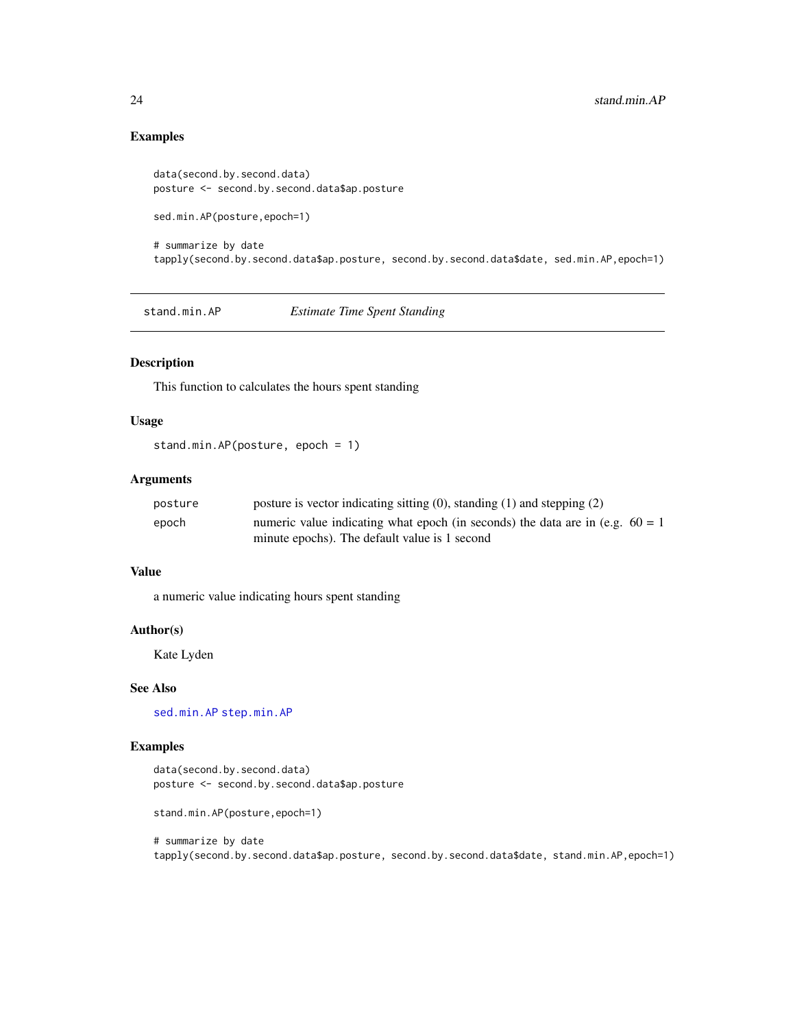## Examples

```
data(second.by.second.data)
posture <- second.by.second.data$ap.posture

sed.min.AP(posture,epoch=1)

# summarize by date
tapply(second.by.second.data$ap.posture, second.by.second.data$date, sed.min.AP,epoch=1)
```

---

# stand.min.AP — *Estimate Time Spent Standing*

---

## Description

This function to calculates the hours spent standing

## Usage

```
stand.min.AP(posture, epoch = 1)
```

## Arguments

| | |
|---|---|
| posture | posture is vector indicating sitting (0), standing (1) and stepping (2) |
| epoch | numeric value indicating what epoch (in seconds) the data are in (e.g. 60 = 1 minute epochs). The default value is 1 second |

## Value

a numeric value indicating hours spent standing

## Author(s)

Kate Lyden

## See Also

sed.min.AP step.min.AP

## Examples

```
data(second.by.second.data)
posture <- second.by.second.data$ap.posture

stand.min.AP(posture,epoch=1)

# summarize by date
tapply(second.by.second.data$ap.posture, second.by.second.data$date, stand.min.AP,epoch=1)
```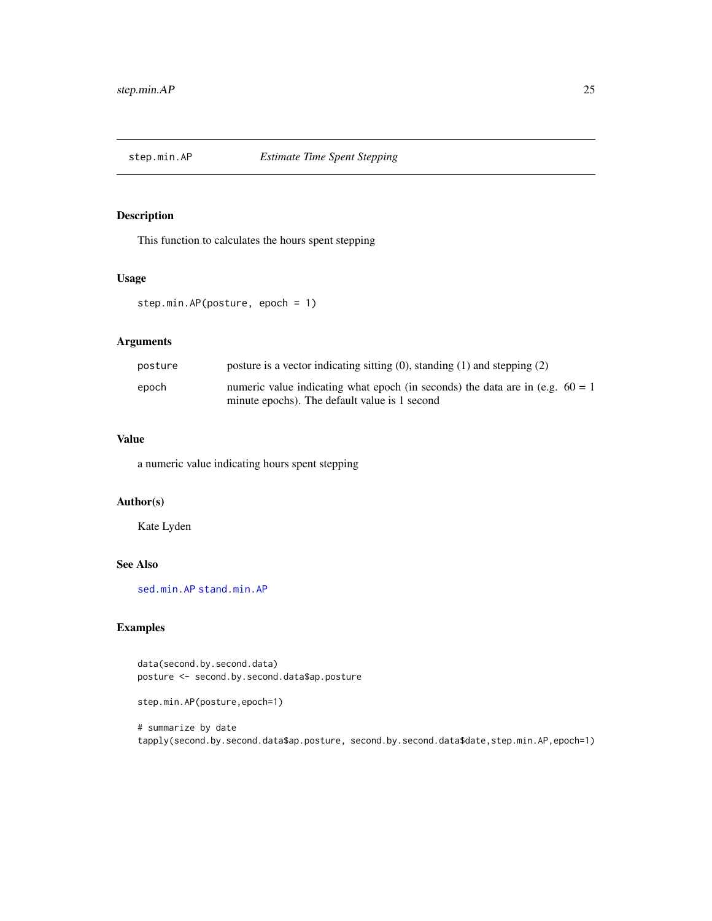## step.min.AP — *Estimate Time Spent Stepping*

### Description

This function to calculates the hours spent stepping

### Usage

```
step.min.AP(posture, epoch = 1)
```

### Arguments

| | |
|---|---|
| posture | posture is a vector indicating sitting (0), standing (1) and stepping (2) |
| epoch | numeric value indicating what epoch (in seconds) the data are in (e.g. 60 = 1 minute epochs). The default value is 1 second |

### Value

a numeric value indicating hours spent stepping

### Author(s)

Kate Lyden

### See Also

sed.min.AP stand.min.AP

### Examples

```
data(second.by.second.data)
posture <- second.by.second.data$ap.posture

step.min.AP(posture,epoch=1)

# summarize by date
tapply(second.by.second.data$ap.posture, second.by.second.data$date,step.min.AP,epoch=1)
```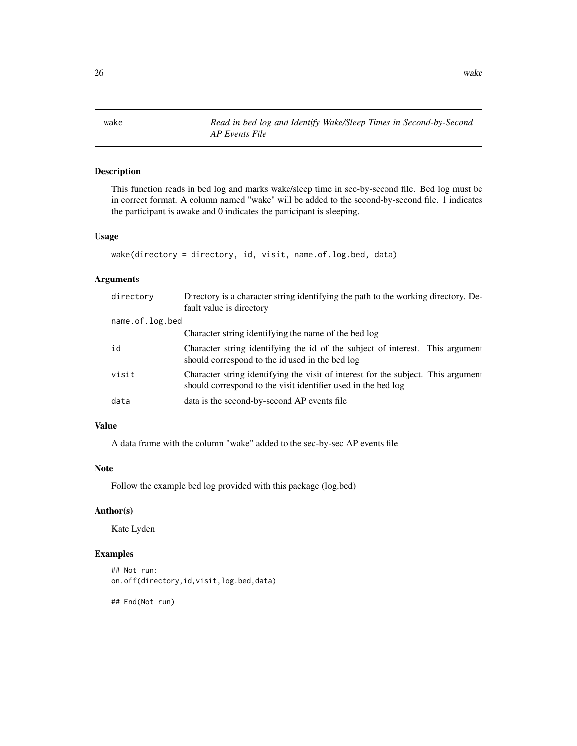wake — *Read in bed log and Identify Wake/Sleep Times in Second-by-Second AP Events File*

## Description

This function reads in bed log and marks wake/sleep time in sec-by-second file. Bed log must be in correct format. A column named "wake" will be added to the second-by-second file. 1 indicates the participant is awake and 0 indicates the participant is sleeping.

## Usage

```
wake(directory = directory, id, visit, name.of.log.bed, data)
```

## Arguments

| | |
|---|---|
| directory | Directory is a character string identifying the path to the working directory. Default value is directory |
| name.of.log.bed | Character string identifying the name of the bed log |
| id | Character string identifying the id of the subject of interest. This argument should correspond to the id used in the bed log |
| visit | Character string identifying the visit of interest for the subject. This argument should correspond to the visit identifier used in the bed log |
| data | data is the second-by-second AP events file |

## Value

A data frame with the column "wake" added to the sec-by-sec AP events file

## Note

Follow the example bed log provided with this package (log.bed)

## Author(s)

Kate Lyden

## Examples

```
## Not run:
on.off(directory,id,visit,log.bed,data)

## End(Not run)
```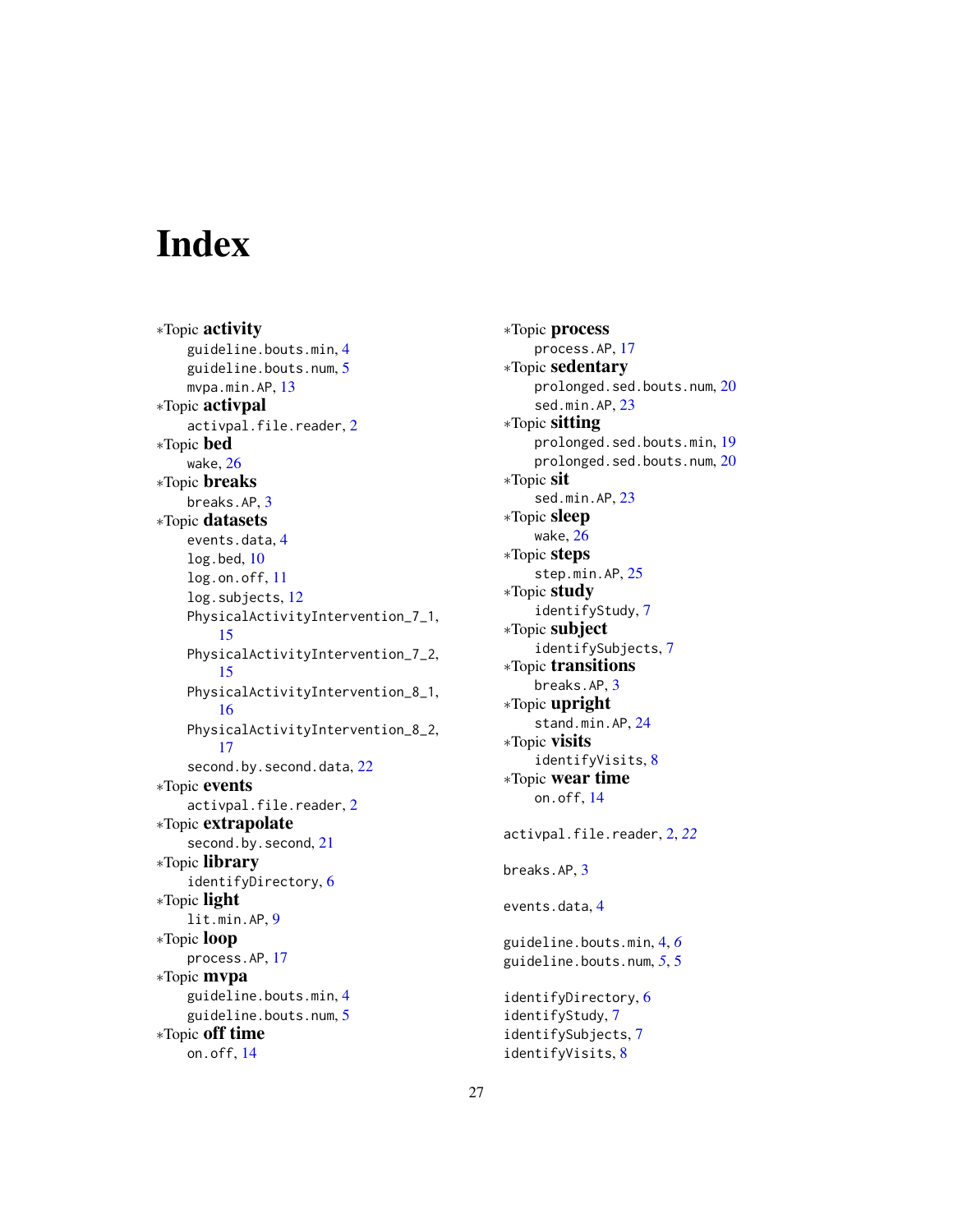# Index

∗Topic **activity**
  guideline.bouts.min, 4
  guideline.bouts.num, 5
  mvpa.min.AP, 13
∗Topic **activpal**
  activpal.file.reader, 2
∗Topic **bed**
  wake, 26
∗Topic **breaks**
  breaks.AP, 3
∗Topic **datasets**
  events.data, 4
  log.bed, 10
  log.on.off, 11
  log.subjects, 12
  PhysicalActivityIntervention_7_1, 15
  PhysicalActivityIntervention_7_2, 15
  PhysicalActivityIntervention_8_1, 16
  PhysicalActivityIntervention_8_2, 17
  second.by.second.data, 22
∗Topic **events**
  activpal.file.reader, 2
∗Topic **extrapolate**
  second.by.second, 21
∗Topic **library**
  identifyDirectory, 6
∗Topic **light**
  lit.min.AP, 9
∗Topic **loop**
  process.AP, 17
∗Topic **mvpa**
  guideline.bouts.min, 4
  guideline.bouts.num, 5
∗Topic **off time**
  on.off, 14
∗Topic **process**
  process.AP, 17
∗Topic **sedentary**
  prolonged.sed.bouts.num, 20
  sed.min.AP, 23
∗Topic **sitting**
  prolonged.sed.bouts.min, 19
  prolonged.sed.bouts.num, 20
∗Topic **sit**
  sed.min.AP, 23
∗Topic **sleep**
  wake, 26
∗Topic **steps**
  step.min.AP, 25
∗Topic **study**
  identifyStudy, 7
∗Topic **subject**
  identifySubjects, 7
∗Topic **transitions**
  breaks.AP, 3
∗Topic **upright**
  stand.min.AP, 24
∗Topic **visits**
  identifyVisits, 8
∗Topic **wear time**
  on.off, 14

activpal.file.reader, 2, *22*

breaks.AP, 3

events.data, 4

guideline.bouts.min, 4, *6*
guideline.bouts.num, *5*, 5

identifyDirectory, 6
identifyStudy, 7
identifySubjects, 7
identifyVisits, 8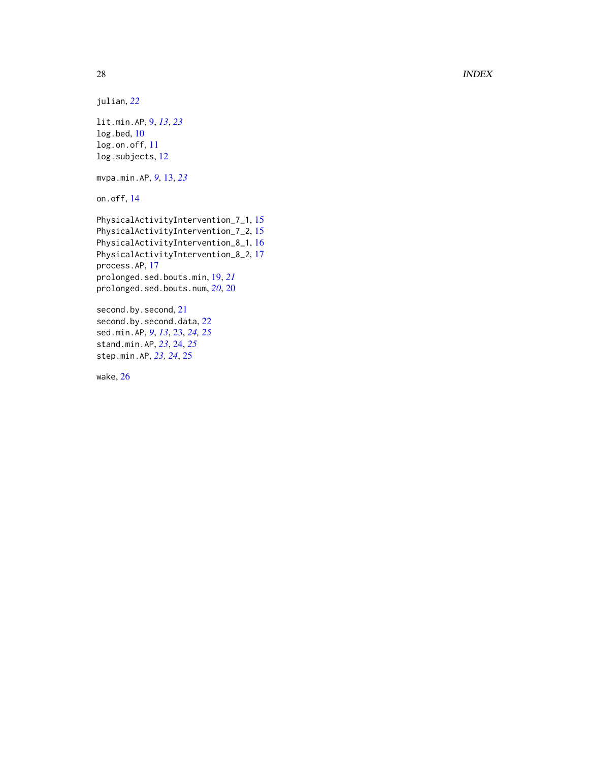julian, *22*

lit.min.AP, 9, *13*, *23*
log.bed, 10
log.on.off, 11
log.subjects, 12

mvpa.min.AP, *9*, 13, *23*

on.off, 14

PhysicalActivityIntervention_7_1, 15
PhysicalActivityIntervention_7_2, 15
PhysicalActivityIntervention_8_1, 16
PhysicalActivityIntervention_8_2, 17
process.AP, 17
prolonged.sed.bouts.min, 19, *21*
prolonged.sed.bouts.num, *20*, 20

second.by.second, 21
second.by.second.data, 22
sed.min.AP, *9*, *13*, 23, *24, 25*
stand.min.AP, *23*, 24, *25*
step.min.AP, *23, 24*, 25

wake, 26